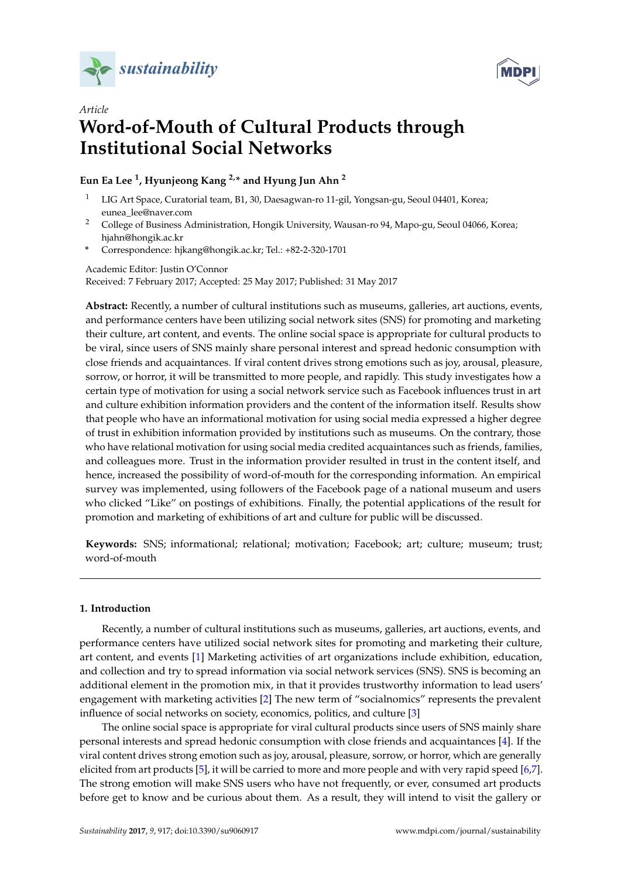*Article*

# Word-of-Mouth of Cultural Products through Institutional Social Networks

**Eun Ea Lee [1], Hyunjeong Kang [2,*] and Hyung Jun Ahn [2]**

[1] LIG Art Space, Curatorial team, B1, 30, Daesagwan-ro 11-gil, Yongsan-gu, Seoul 04401, Korea; eunea_lee@naver.com

[2] College of Business Administration, Hongik University, Wausan-ro 94, Mapo-gu, Seoul 04066, Korea; hjahn@hongik.ac.kr

* Correspondence: hjkang@hongik.ac.kr; Tel.: +82-2-320-1701

Academic Editor: Justin O'Connor
Received: 7 February 2017; Accepted: 25 May 2017; Published: 31 May 2017

**Abstract:** Recently, a number of cultural institutions such as museums, galleries, art auctions, events, and performance centers have been utilizing social network sites (SNS) for promoting and marketing their culture, art content, and events. The online social space is appropriate for cultural products to be viral, since users of SNS mainly share personal interest and spread hedonic consumption with close friends and acquaintances. If viral content drives strong emotions such as joy, arousal, pleasure, sorrow, or horror, it will be transmitted to more people, and rapidly. This study investigates how a certain type of motivation for using a social network service such as Facebook influences trust in art and culture exhibition information providers and the content of the information itself. Results show that people who have an informational motivation for using social media expressed a higher degree of trust in exhibition information provided by institutions such as museums. On the contrary, those who have relational motivation for using social media credited acquaintances such as friends, families, and colleagues more. Trust in the information provider resulted in trust in the content itself, and hence, increased the possibility of word-of-mouth for the corresponding information. An empirical survey was implemented, using followers of the Facebook page of a national museum and users who clicked "Like" on postings of exhibitions. Finally, the potential applications of the result for promotion and marketing of exhibitions of art and culture for public will be discussed.

**Keywords:** SNS; informational; relational; motivation; Facebook; art; culture; museum; trust; word-of-mouth

## 1. Introduction

Recently, a number of cultural institutions such as museums, galleries, art auctions, events, and performance centers have utilized social network sites for promoting and marketing their culture, art content, and events [1] Marketing activities of art organizations include exhibition, education, and collection and try to spread information via social network services (SNS). SNS is becoming an additional element in the promotion mix, in that it provides trustworthy information to lead users' engagement with marketing activities [2] The new term of "socialnomics" represents the prevalent influence of social networks on society, economics, politics, and culture [3]

The online social space is appropriate for viral cultural products since users of SNS mainly share personal interests and spread hedonic consumption with close friends and acquaintances [4]. If the viral content drives strong emotion such as joy, arousal, pleasure, sorrow, or horror, which are generally elicited from art products [5], it will be carried to more and more people and with very rapid speed [6,7]. The strong emotion will make SNS users who have not frequently, or ever, consumed art products before get to know and be curious about them. As a result, they will intend to visit the gallery or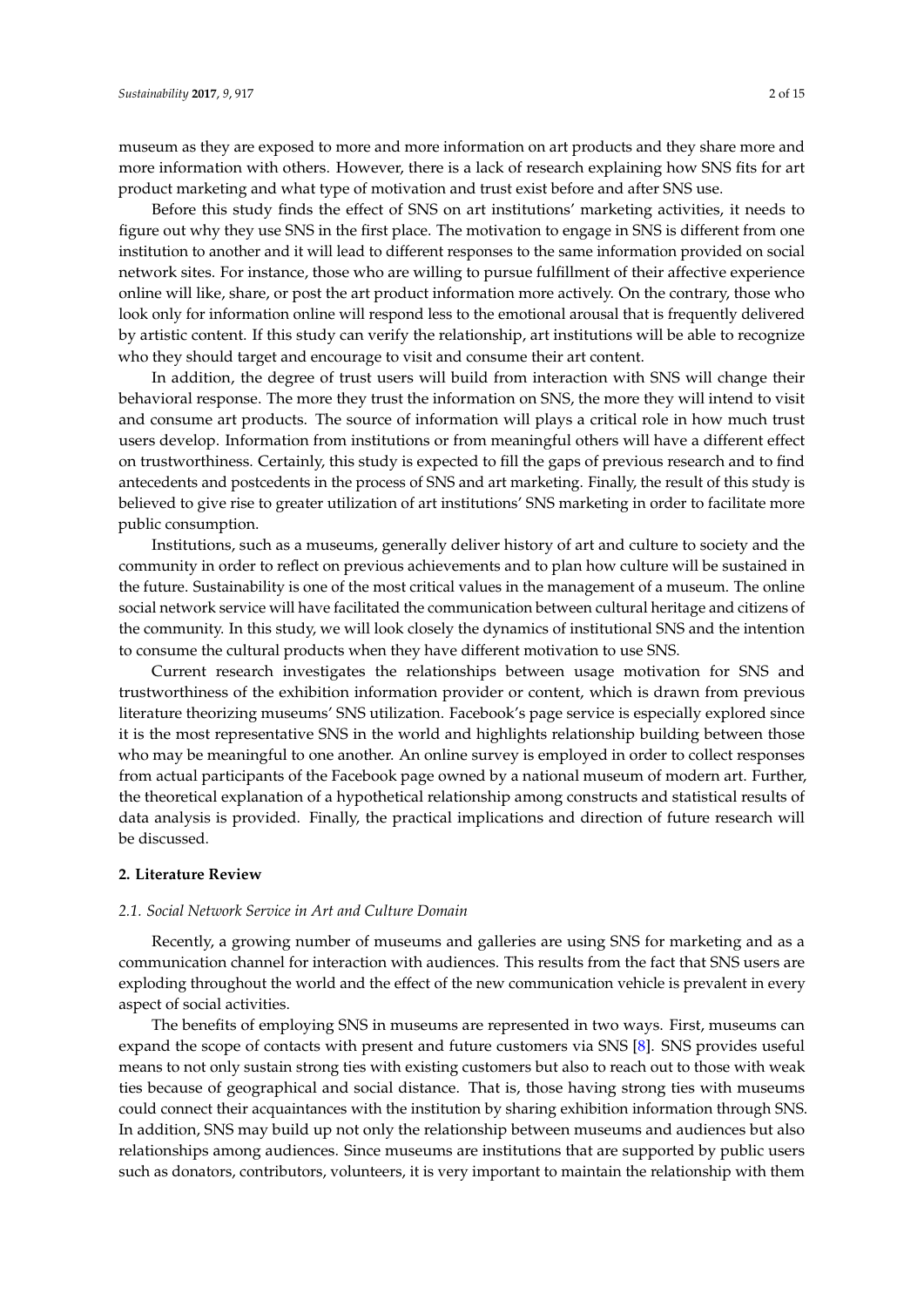museum as they are exposed to more and more information on art products and they share more and more information with others. However, there is a lack of research explaining how SNS fits for art product marketing and what type of motivation and trust exist before and after SNS use.

Before this study finds the effect of SNS on art institutions' marketing activities, it needs to figure out why they use SNS in the first place. The motivation to engage in SNS is different from one institution to another and it will lead to different responses to the same information provided on social network sites. For instance, those who are willing to pursue fulfillment of their affective experience online will like, share, or post the art product information more actively. On the contrary, those who look only for information online will respond less to the emotional arousal that is frequently delivered by artistic content. If this study can verify the relationship, art institutions will be able to recognize who they should target and encourage to visit and consume their art content.

In addition, the degree of trust users will build from interaction with SNS will change their behavioral response. The more they trust the information on SNS, the more they will intend to visit and consume art products. The source of information will plays a critical role in how much trust users develop. Information from institutions or from meaningful others will have a different effect on trustworthiness. Certainly, this study is expected to fill the gaps of previous research and to find antecedents and postcedents in the process of SNS and art marketing. Finally, the result of this study is believed to give rise to greater utilization of art institutions' SNS marketing in order to facilitate more public consumption.

Institutions, such as a museums, generally deliver history of art and culture to society and the community in order to reflect on previous achievements and to plan how culture will be sustained in the future. Sustainability is one of the most critical values in the management of a museum. The online social network service will have facilitated the communication between cultural heritage and citizens of the community. In this study, we will look closely the dynamics of institutional SNS and the intention to consume the cultural products when they have different motivation to use SNS.

Current research investigates the relationships between usage motivation for SNS and trustworthiness of the exhibition information provider or content, which is drawn from previous literature theorizing museums' SNS utilization. Facebook's page service is especially explored since it is the most representative SNS in the world and highlights relationship building between those who may be meaningful to one another. An online survey is employed in order to collect responses from actual participants of the Facebook page owned by a national museum of modern art. Further, the theoretical explanation of a hypothetical relationship among constructs and statistical results of data analysis is provided. Finally, the practical implications and direction of future research will be discussed.

## 2. Literature Review

### *2.1. Social Network Service in Art and Culture Domain*

Recently, a growing number of museums and galleries are using SNS for marketing and as a communication channel for interaction with audiences. This results from the fact that SNS users are exploding throughout the world and the effect of the new communication vehicle is prevalent in every aspect of social activities.

The benefits of employing SNS in museums are represented in two ways. First, museums can expand the scope of contacts with present and future customers via SNS [8]. SNS provides useful means to not only sustain strong ties with existing customers but also to reach out to those with weak ties because of geographical and social distance. That is, those having strong ties with museums could connect their acquaintances with the institution by sharing exhibition information through SNS. In addition, SNS may build up not only the relationship between museums and audiences but also relationships among audiences. Since museums are institutions that are supported by public users such as donators, contributors, volunteers, it is very important to maintain the relationship with them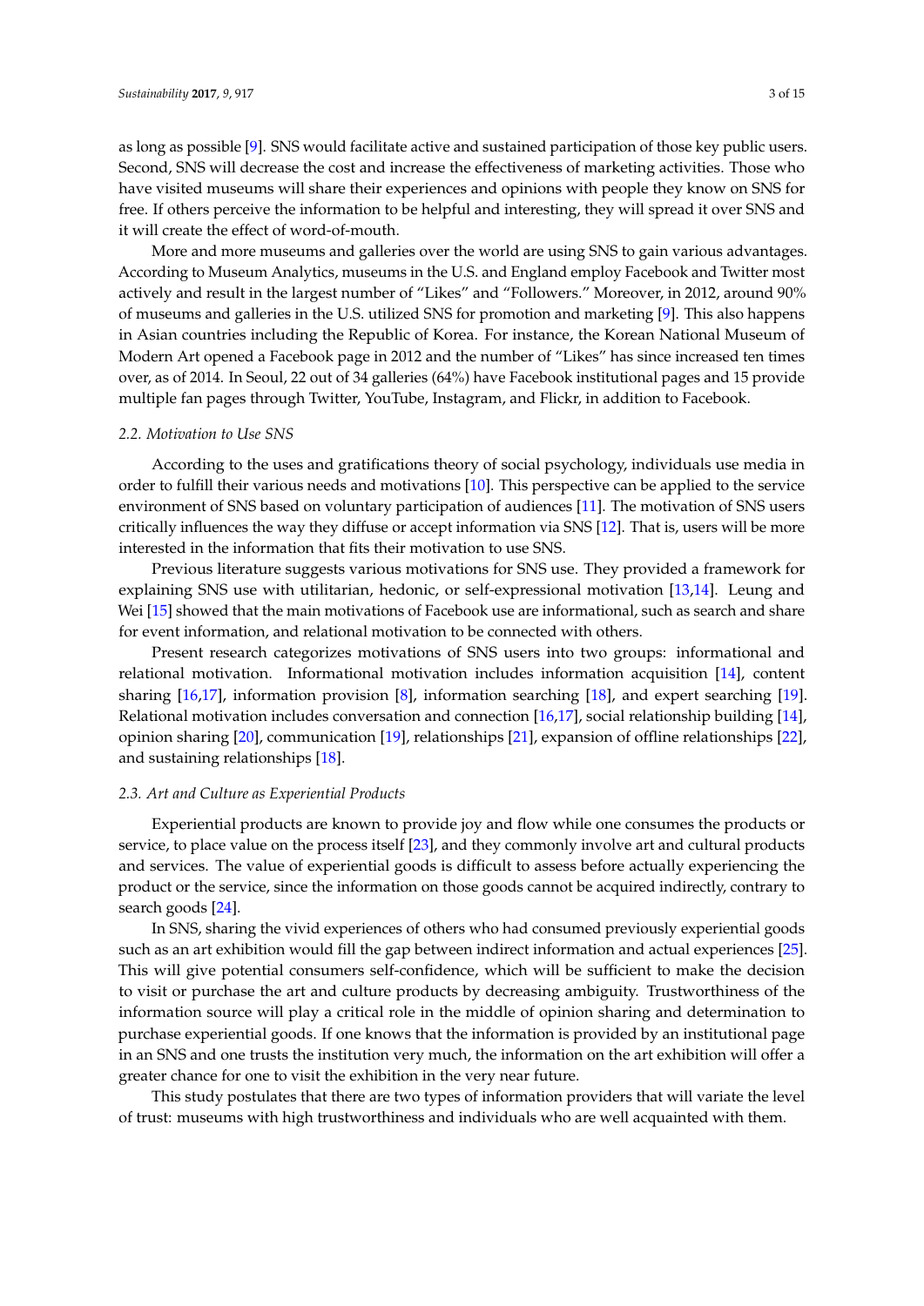as long as possible [9]. SNS would facilitate active and sustained participation of those key public users. Second, SNS will decrease the cost and increase the effectiveness of marketing activities. Those who have visited museums will share their experiences and opinions with people they know on SNS for free. If others perceive the information to be helpful and interesting, they will spread it over SNS and it will create the effect of word-of-mouth.

More and more museums and galleries over the world are using SNS to gain various advantages. According to Museum Analytics, museums in the U.S. and England employ Facebook and Twitter most actively and result in the largest number of "Likes" and "Followers." Moreover, in 2012, around 90% of museums and galleries in the U.S. utilized SNS for promotion and marketing [9]. This also happens in Asian countries including the Republic of Korea. For instance, the Korean National Museum of Modern Art opened a Facebook page in 2012 and the number of "Likes" has since increased ten times over, as of 2014. In Seoul, 22 out of 34 galleries (64%) have Facebook institutional pages and 15 provide multiple fan pages through Twitter, YouTube, Instagram, and Flickr, in addition to Facebook.

### *2.2. Motivation to Use SNS*

According to the uses and gratifications theory of social psychology, individuals use media in order to fulfill their various needs and motivations [10]. This perspective can be applied to the service environment of SNS based on voluntary participation of audiences [11]. The motivation of SNS users critically influences the way they diffuse or accept information via SNS [12]. That is, users will be more interested in the information that fits their motivation to use SNS.

Previous literature suggests various motivations for SNS use. They provided a framework for explaining SNS use with utilitarian, hedonic, or self-expressional motivation [13,14]. Leung and Wei [15] showed that the main motivations of Facebook use are informational, such as search and share for event information, and relational motivation to be connected with others.

Present research categorizes motivations of SNS users into two groups: informational and relational motivation. Informational motivation includes information acquisition [14], content sharing [16,17], information provision [8], information searching [18], and expert searching [19]. Relational motivation includes conversation and connection [16,17], social relationship building [14], opinion sharing [20], communication [19], relationships [21], expansion of offline relationships [22], and sustaining relationships [18].

### *2.3. Art and Culture as Experiential Products*

Experiential products are known to provide joy and flow while one consumes the products or service, to place value on the process itself [23], and they commonly involve art and cultural products and services. The value of experiential goods is difficult to assess before actually experiencing the product or the service, since the information on those goods cannot be acquired indirectly, contrary to search goods [24].

In SNS, sharing the vivid experiences of others who had consumed previously experiential goods such as an art exhibition would fill the gap between indirect information and actual experiences [25]. This will give potential consumers self-confidence, which will be sufficient to make the decision to visit or purchase the art and culture products by decreasing ambiguity. Trustworthiness of the information source will play a critical role in the middle of opinion sharing and determination to purchase experiential goods. If one knows that the information is provided by an institutional page in an SNS and one trusts the institution very much, the information on the art exhibition will offer a greater chance for one to visit the exhibition in the very near future.

This study postulates that there are two types of information providers that will variate the level of trust: museums with high trustworthiness and individuals who are well acquainted with them.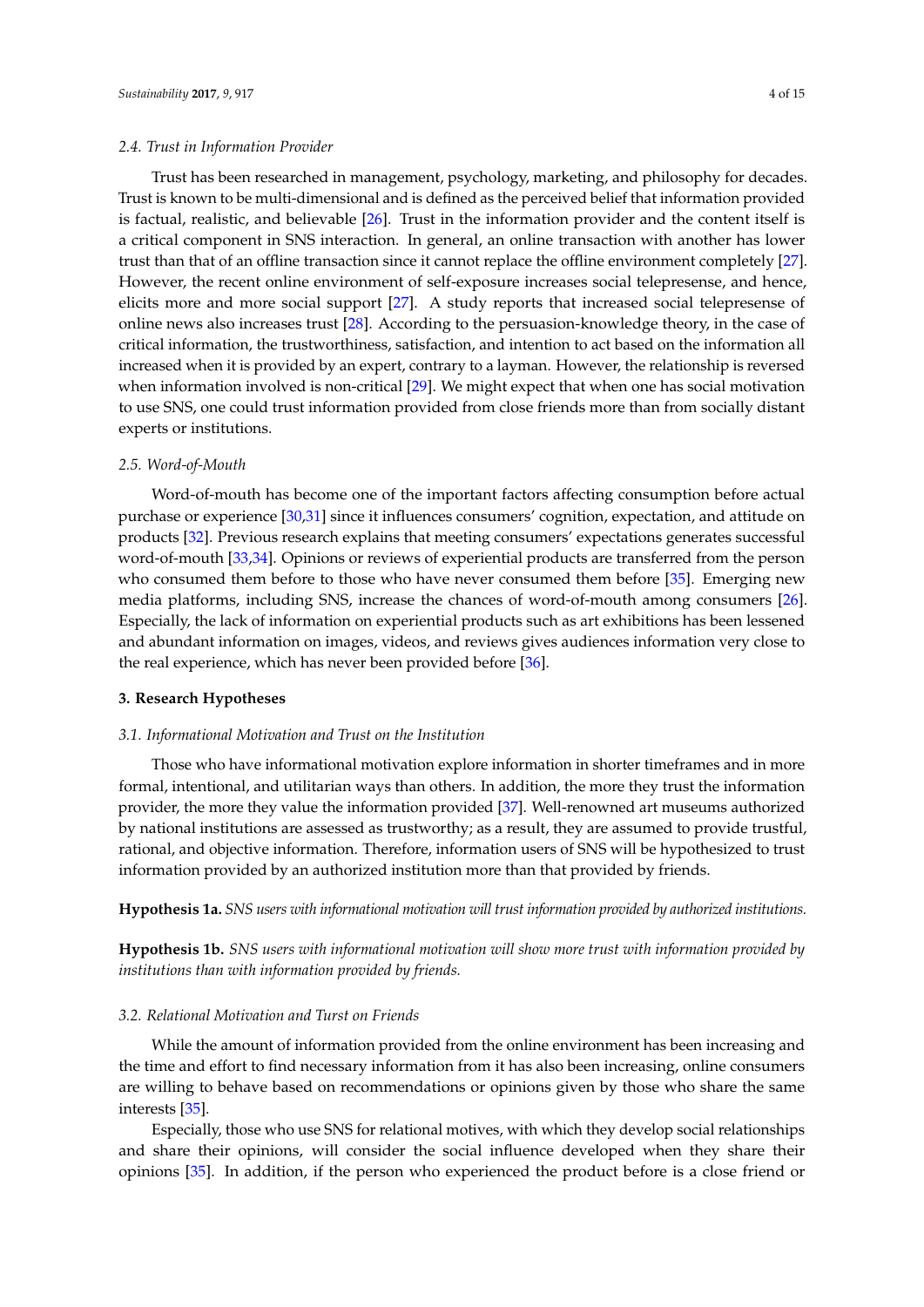### 2.4. Trust in Information Provider

Trust has been researched in management, psychology, marketing, and philosophy for decades. Trust is known to be multi-dimensional and is defined as the perceived belief that information provided is factual, realistic, and believable [26]. Trust in the information provider and the content itself is a critical component in SNS interaction. In general, an online transaction with another has lower trust than that of an offline transaction since it cannot replace the offline environment completely [27]. However, the recent online environment of self-exposure increases social telepresense, and hence, elicits more and more social support [27]. A study reports that increased social telepresense of online news also increases trust [28]. According to the persuasion-knowledge theory, in the case of critical information, the trustworthiness, satisfaction, and intention to act based on the information all increased when it is provided by an expert, contrary to a layman. However, the relationship is reversed when information involved is non-critical [29]. We might expect that when one has social motivation to use SNS, one could trust information provided from close friends more than from socially distant experts or institutions.

### 2.5. Word-of-Mouth

Word-of-mouth has become one of the important factors affecting consumption before actual purchase or experience [30,31] since it influences consumers' cognition, expectation, and attitude on products [32]. Previous research explains that meeting consumers' expectations generates successful word-of-mouth [33,34]. Opinions or reviews of experiential products are transferred from the person who consumed them before to those who have never consumed them before [35]. Emerging new media platforms, including SNS, increase the chances of word-of-mouth among consumers [26]. Especially, the lack of information on experiential products such as art exhibitions has been lessened and abundant information on images, videos, and reviews gives audiences information very close to the real experience, which has never been provided before [36].

## 3. Research Hypotheses

### 3.1. Informational Motivation and Trust on the Institution

Those who have informational motivation explore information in shorter timeframes and in more formal, intentional, and utilitarian ways than others. In addition, the more they trust the information provider, the more they value the information provided [37]. Well-renowned art museums authorized by national institutions are assessed as trustworthy; as a result, they are assumed to provide trustful, rational, and objective information. Therefore, information users of SNS will be hypothesized to trust information provided by an authorized institution more than that provided by friends.

**Hypothesis 1a.** *SNS users with informational motivation will trust information provided by authorized institutions.*

**Hypothesis 1b.** *SNS users with informational motivation will show more trust with information provided by institutions than with information provided by friends.*

### 3.2. Relational Motivation and Turst on Friends

While the amount of information provided from the online environment has been increasing and the time and effort to find necessary information from it has also been increasing, online consumers are willing to behave based on recommendations or opinions given by those who share the same interests [35].

Especially, those who use SNS for relational motives, with which they develop social relationships and share their opinions, will consider the social influence developed when they share their opinions [35]. In addition, if the person who experienced the product before is a close friend or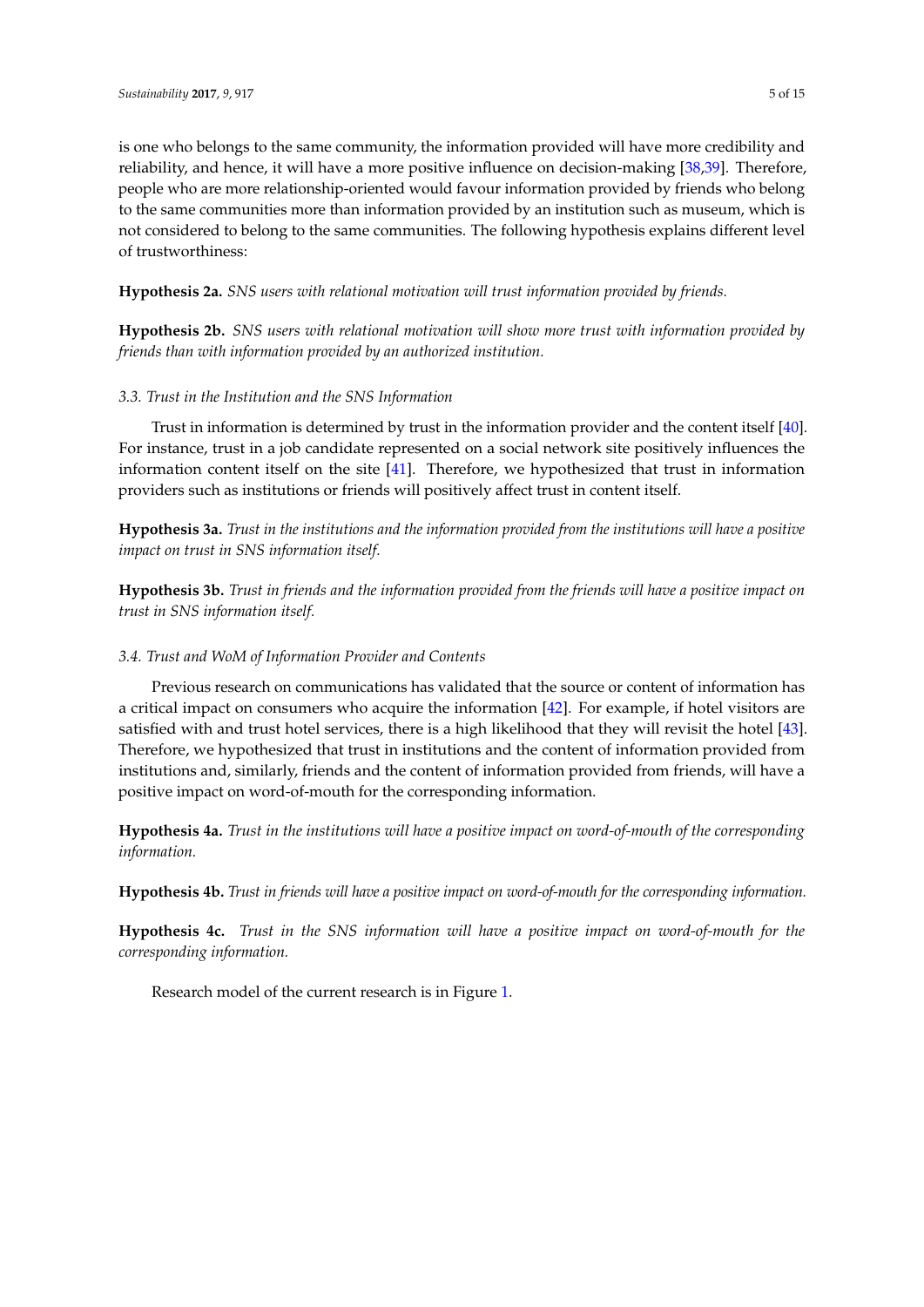is one who belongs to the same community, the information provided will have more credibility and reliability, and hence, it will have a more positive influence on decision-making [38,39]. Therefore, people who are more relationship-oriented would favour information provided by friends who belong to the same communities more than information provided by an institution such as museum, which is not considered to belong to the same communities. The following hypothesis explains different level of trustworthiness:

**Hypothesis 2a.** *SNS users with relational motivation will trust information provided by friends.*

**Hypothesis 2b.** *SNS users with relational motivation will show more trust with information provided by friends than with information provided by an authorized institution.*

### 3.3. Trust in the Institution and the SNS Information

Trust in information is determined by trust in the information provider and the content itself [40]. For instance, trust in a job candidate represented on a social network site positively influences the information content itself on the site [41]. Therefore, we hypothesized that trust in information providers such as institutions or friends will positively affect trust in content itself.

**Hypothesis 3a.** *Trust in the institutions and the information provided from the institutions will have a positive impact on trust in SNS information itself.*

**Hypothesis 3b.** *Trust in friends and the information provided from the friends will have a positive impact on trust in SNS information itself.*

### 3.4. Trust and WoM of Information Provider and Contents

Previous research on communications has validated that the source or content of information has a critical impact on consumers who acquire the information [42]. For example, if hotel visitors are satisfied with and trust hotel services, there is a high likelihood that they will revisit the hotel [43]. Therefore, we hypothesized that trust in institutions and the content of information provided from institutions and, similarly, friends and the content of information provided from friends, will have a positive impact on word-of-mouth for the corresponding information.

**Hypothesis 4a.** *Trust in the institutions will have a positive impact on word-of-mouth of the corresponding information.*

**Hypothesis 4b.** *Trust in friends will have a positive impact on word-of-mouth for the corresponding information.*

**Hypothesis 4c.** *Trust in the SNS information will have a positive impact on word-of-mouth for the corresponding information.*

Research model of the current research is in Figure 1.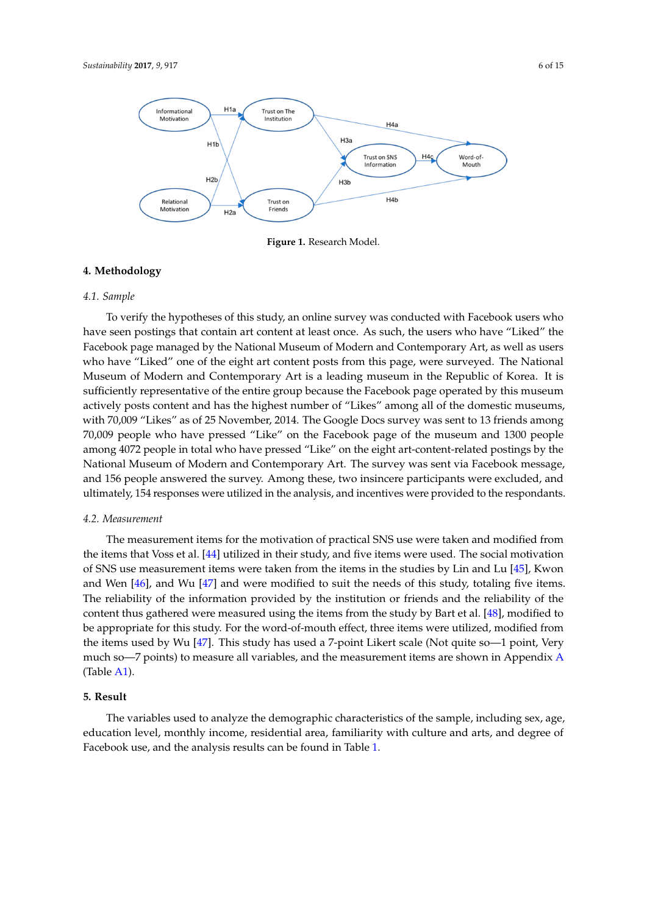Figure 1. Research Model.

## 4. Methodology

### 4.1. Sample

To verify the hypotheses of this study, an online survey was conducted with Facebook users who have seen postings that contain art content at least once. As such, the users who have "Liked" the Facebook page managed by the National Museum of Modern and Contemporary Art, as well as users who have "Liked" one of the eight art content posts from this page, were surveyed. The National Museum of Modern and Contemporary Art is a leading museum in the Republic of Korea. It is sufficiently representative of the entire group because the Facebook page operated by this museum actively posts content and has the highest number of "Likes" among all of the domestic museums, with 70,009 "Likes" as of 25 November, 2014. The Google Docs survey was sent to 13 friends among 70,009 people who have pressed "Like" on the Facebook page of the museum and 1300 people among 4072 people in total who have pressed "Like" on the eight art-content-related postings by the National Museum of Modern and Contemporary Art. The survey was sent via Facebook message, and 156 people answered the survey. Among these, two insincere participants were excluded, and ultimately, 154 responses were utilized in the analysis, and incentives were provided to the respondants.

### 4.2. Measurement

The measurement items for the motivation of practical SNS use were taken and modified from the items that Voss et al. [44] utilized in their study, and five items were used. The social motivation of SNS use measurement items were taken from the items in the studies by Lin and Lu [45], Kwon and Wen [46], and Wu [47] and were modified to suit the needs of this study, totaling five items. The reliability of the information provided by the institution or friends and the reliability of the content thus gathered were measured using the items from the study by Bart et al. [48], modified to be appropriate for this study. For the word-of-mouth effect, three items were utilized, modified from the items used by Wu [47]. This study has used a 7-point Likert scale (Not quite so—1 point, Very much so—7 points) to measure all variables, and the measurement items are shown in Appendix A (Table A1).

## 5. Result

The variables used to analyze the demographic characteristics of the sample, including sex, age, education level, monthly income, residential area, familiarity with culture and arts, and degree of Facebook use, and the analysis results can be found in Table 1.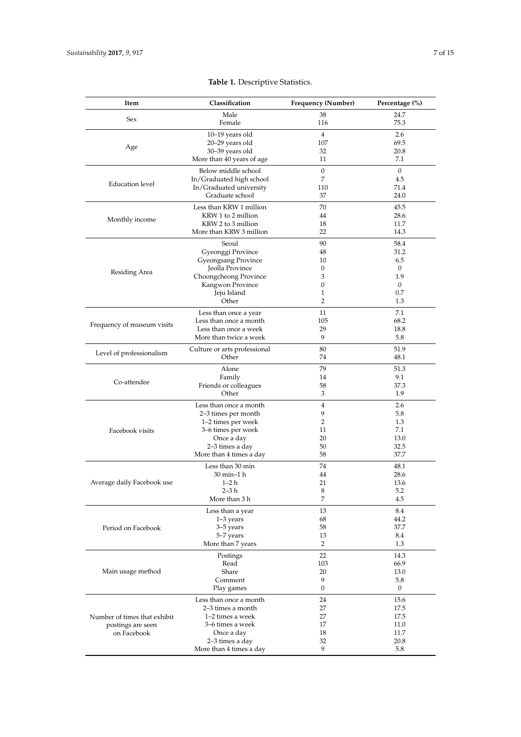**Table 1.** Descriptive Statistics.

| Item | Classification | Frequency (Number) | Percentage (%) |
|---|---|---|---|
| Sex | Male | 38 | 24.7 |
| | Female | 116 | 75.3 |
| Age | 10–19 years old | 4 | 2.6 |
| | 20–29 years old | 107 | 69.5 |
| | 30–39 years old | 32 | 20.8 |
| | More than 40 years of age | 11 | 7.1 |
| Education level | Below middle school | 0 | 0 |
| | In/Graduated high school | 7 | 4.5 |
| | In/Graduated university | 110 | 71.4 |
| | Graduate school | 37 | 24.0 |
| Monthly income | Less than KRW 1 million | 70 | 45.5 |
| | KRW 1 to 2 million | 44 | 28.6 |
| | KRW 2 to 3 million | 18 | 11.7 |
| | More than KRW 3 million | 22 | 14.3 |
| Residing Area | Seoul | 90 | 58.4 |
| | Gyeonggi Province | 48 | 31.2 |
| | Gyeongsang Province | 10 | 6.5 |
| | Jeolla Province | 0 | 0 |
| | Choongcheong Province | 3 | 1.9 |
| | Kangwon Province | 0 | 0 |
| | Jeju Island | 1 | 0.7 |
| | Other | 2 | 1.3 |
| Frequency of museum visits | Less than once a year | 11 | 7.1 |
| | Less than once a month | 105 | 68.2 |
| | Less than once a week | 29 | 18.8 |
| | More than twice a week | 9 | 5.8 |
| Level of professionalism | Culture or arts professional | 80 | 51.9 |
| | Other | 74 | 48.1 |
| Co-attendee | Alone | 79 | 51.3 |
| | Family | 14 | 9.1 |
| | Friends or colleagues | 58 | 37.3 |
| | Other | 3 | 1.9 |
| Facebook visits | Less than once a month | 4 | 2.6 |
| | 2–3 times per month | 9 | 5.8 |
| | 1–2 times per week | 2 | 1.3 |
| | 3–6 times per week | 11 | 7.1 |
| | Once a day | 20 | 13.0 |
| | 2–3 times a day | 50 | 32.5 |
| | More than 4 times a day | 58 | 37.7 |
| Average daily Facebook use | Less than 30 min | 74 | 48.1 |
| | 30 min–1 h | 44 | 28.6 |
| | 1–2 h | 21 | 13.6 |
| | 2–3 h | 8 | 5.2 |
| | More than 3 h | 7 | 4.5 |
| Period on Facebook | Less than a year | 13 | 8.4 |
| | 1–3 years | 68 | 44.2 |
| | 3–5 years | 58 | 37.7 |
| | 5–7 years | 13 | 8.4 |
| | More than 7 years | 2 | 1.3 |
| Main usage method | Postings | 22 | 14.3 |
| | Read | 103 | 66.9 |
| | Share | 20 | 13.0 |
| | Comment | 9 | 5.8 |
| | Play games | 0 | 0 |
| Number of times that exhibit postings are seen on Facebook | Less than once a month | 24 | 15.6 |
| | 2–3 times a month | 27 | 17.5 |
| | 1–2 times a week | 27 | 17.5 |
| | 3–6 times a week | 17 | 11.0 |
| | Once a day | 18 | 11.7 |
| | 2–3 times a day | 32 | 20.8 |
| | More than 4 times a day | 9 | 5.8 |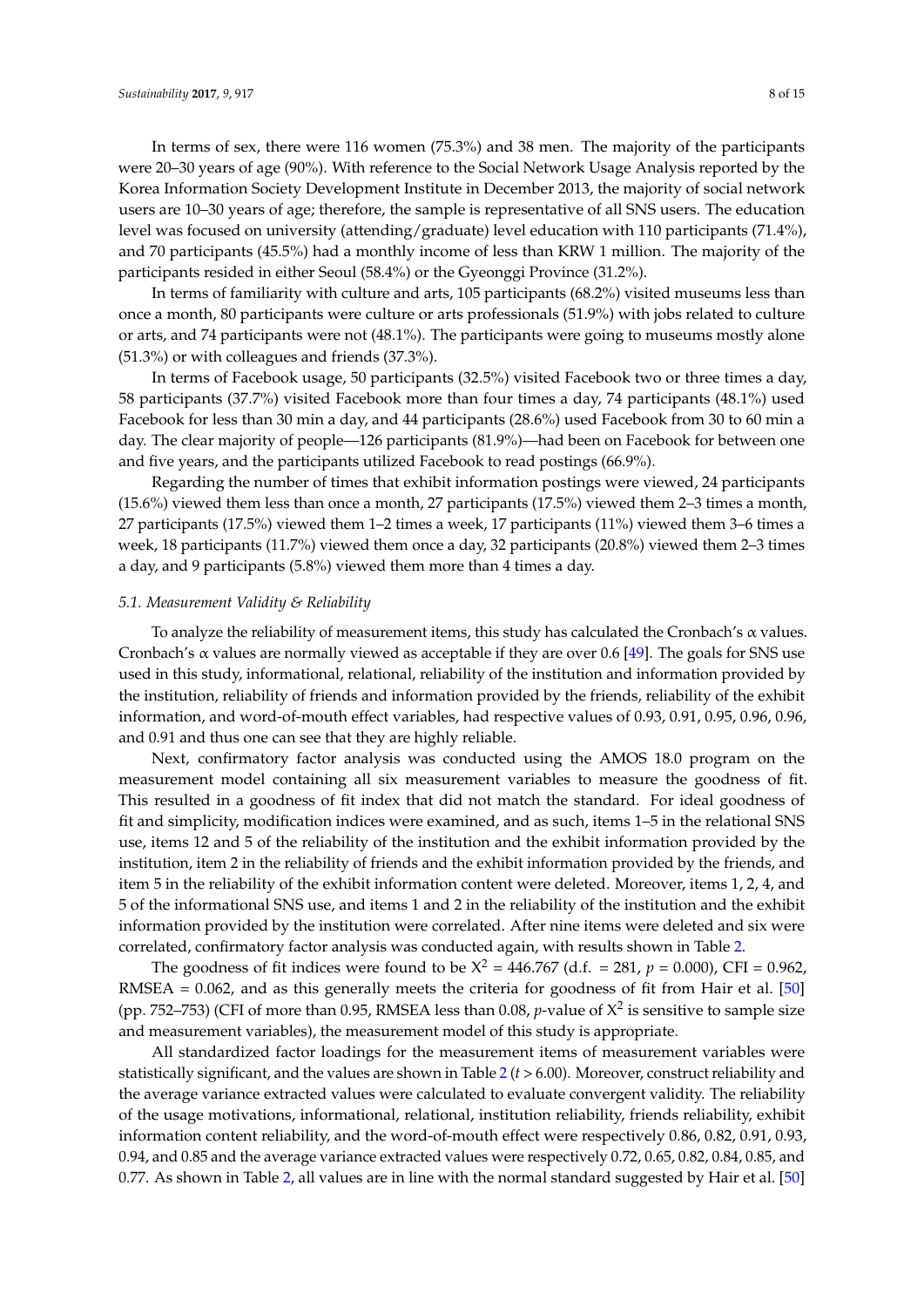In terms of sex, there were 116 women (75.3%) and 38 men. The majority of the participants were 20–30 years of age (90%). With reference to the Social Network Usage Analysis reported by the Korea Information Society Development Institute in December 2013, the majority of social network users are 10–30 years of age; therefore, the sample is representative of all SNS users. The education level was focused on university (attending/graduate) level education with 110 participants (71.4%), and 70 participants (45.5%) had a monthly income of less than KRW 1 million. The majority of the participants resided in either Seoul (58.4%) or the Gyeonggi Province (31.2%).

In terms of familiarity with culture and arts, 105 participants (68.2%) visited museums less than once a month, 80 participants were culture or arts professionals (51.9%) with jobs related to culture or arts, and 74 participants were not (48.1%). The participants were going to museums mostly alone (51.3%) or with colleagues and friends (37.3%).

In terms of Facebook usage, 50 participants (32.5%) visited Facebook two or three times a day, 58 participants (37.7%) visited Facebook more than four times a day, 74 participants (48.1%) used Facebook for less than 30 min a day, and 44 participants (28.6%) used Facebook from 30 to 60 min a day. The clear majority of people—126 participants (81.9%)—had been on Facebook for between one and five years, and the participants utilized Facebook to read postings (66.9%).

Regarding the number of times that exhibit information postings were viewed, 24 participants (15.6%) viewed them less than once a month, 27 participants (17.5%) viewed them 2–3 times a month, 27 participants (17.5%) viewed them 1–2 times a week, 17 participants (11%) viewed them 3–6 times a week, 18 participants (11.7%) viewed them once a day, 32 participants (20.8%) viewed them 2–3 times a day, and 9 participants (5.8%) viewed them more than 4 times a day.

### *5.1. Measurement Validity & Reliability*

To analyze the reliability of measurement items, this study has calculated the Cronbach's $\alpha$ values. Cronbach's $\alpha$ values are normally viewed as acceptable if they are over 0.6 [49]. The goals for SNS use used in this study, informational, relational, reliability of the institution and information provided by the institution, reliability of friends and information provided by the friends, reliability of the exhibit information, and word-of-mouth effect variables, had respective values of 0.93, 0.91, 0.95, 0.96, 0.96, and 0.91 and thus one can see that they are highly reliable.

Next, confirmatory factor analysis was conducted using the AMOS 18.0 program on the measurement model containing all six measurement variables to measure the goodness of fit. This resulted in a goodness of fit index that did not match the standard. For ideal goodness of fit and simplicity, modification indices were examined, and as such, items 1–5 in the relational SNS use, items 12 and 5 of the reliability of the institution and the exhibit information provided by the institution, item 2 in the reliability of friends and the exhibit information provided by the friends, and item 5 in the reliability of the exhibit information content were deleted. Moreover, items 1, 2, 4, and 5 of the informational SNS use, and items 1 and 2 in the reliability of the institution and the exhibit information provided by the institution were correlated. After nine items were deleted and six were correlated, confirmatory factor analysis was conducted again, with results shown in Table 2.

The goodness of fit indices were found to be $X^2$ = 446.767 (d.f. = 281, $p$ = 0.000), CFI = 0.962, RMSEA = 0.062, and as this generally meets the criteria for goodness of fit from Hair et al. [50] (pp. 752–753) (CFI of more than 0.95, RMSEA less than 0.08, $p$-value of $X^2$ is sensitive to sample size and measurement variables), the measurement model of this study is appropriate.

All standardized factor loadings for the measurement items of measurement variables were statistically significant, and the values are shown in Table 2 ($t$ > 6.00). Moreover, construct reliability and the average variance extracted values were calculated to evaluate convergent validity. The reliability of the usage motivations, informational, relational, institution reliability, friends reliability, exhibit information content reliability, and the word-of-mouth effect were respectively 0.86, 0.82, 0.91, 0.93, 0.94, and 0.85 and the average variance extracted values were respectively 0.72, 0.65, 0.82, 0.84, 0.85, and 0.77. As shown in Table 2, all values are in line with the normal standard suggested by Hair et al. [50]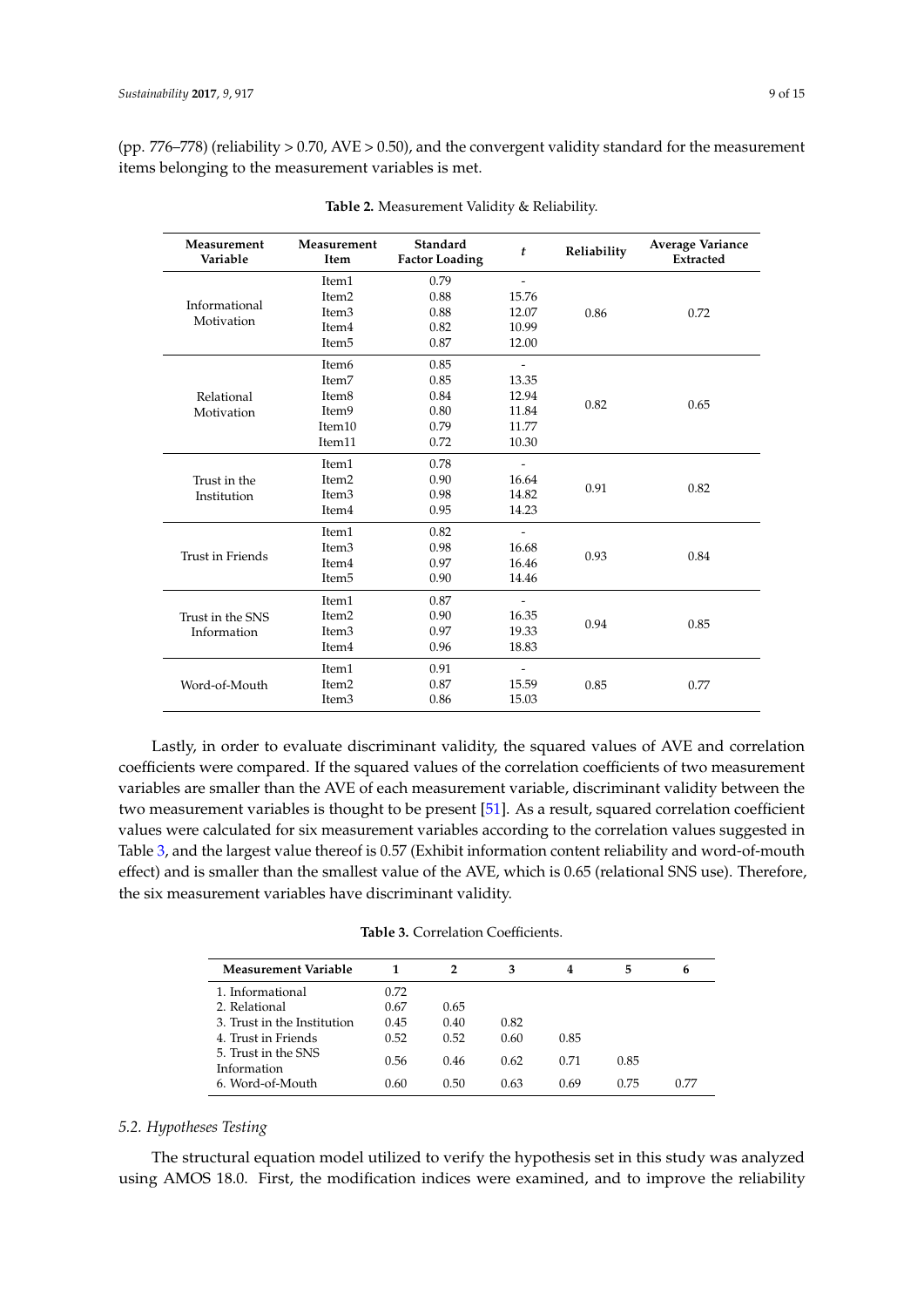(pp. 776–778) (reliability > 0.70, AVE > 0.50), and the convergent validity standard for the measurement items belonging to the measurement variables is met.

**Table 2.** Measurement Validity & Reliability.

| Measurement Variable | Measurement Item | Standard Factor Loading | *t* | Reliability | Average Variance Extracted |
|---|---|---|---|---|---|
| Informational Motivation | Item1 | 0.79 | - | 0.86 | 0.72 |
| | Item2 | 0.88 | 15.76 | | |
| | Item3 | 0.88 | 12.07 | | |
| | Item4 | 0.82 | 10.99 | | |
| | Item5 | 0.87 | 12.00 | | |
| Relational Motivation | Item6 | 0.85 | - | 0.82 | 0.65 |
| | Item7 | 0.85 | 13.35 | | |
| | Item8 | 0.84 | 12.94 | | |
| | Item9 | 0.80 | 11.84 | | |
| | Item10 | 0.79 | 11.77 | | |
| | Item11 | 0.72 | 10.30 | | |
| Trust in the Institution | Item1 | 0.78 | - | 0.91 | 0.82 |
| | Item2 | 0.90 | 16.64 | | |
| | Item3 | 0.98 | 14.82 | | |
| | Item4 | 0.95 | 14.23 | | |
| Trust in Friends | Item1 | 0.82 | - | 0.93 | 0.84 |
| | Item3 | 0.98 | 16.68 | | |
| | Item4 | 0.97 | 16.46 | | |
| | Item5 | 0.90 | 14.46 | | |
| Trust in the SNS Information | Item1 | 0.87 | - | 0.94 | 0.85 |
| | Item2 | 0.90 | 16.35 | | |
| | Item3 | 0.97 | 19.33 | | |
| | Item4 | 0.96 | 18.83 | | |
| Word-of-Mouth | Item1 | 0.91 | - | 0.85 | 0.77 |
| | Item2 | 0.87 | 15.59 | | |
| | Item3 | 0.86 | 15.03 | | |

Lastly, in order to evaluate discriminant validity, the squared values of AVE and correlation coefficients were compared. If the squared values of the correlation coefficients of two measurement variables are smaller than the AVE of each measurement variable, discriminant validity between the two measurement variables is thought to be present [51]. As a result, squared correlation coefficient values were calculated for six measurement variables according to the correlation values suggested in Table 3, and the largest value thereof is 0.57 (Exhibit information content reliability and word-of-mouth effect) and is smaller than the smallest value of the AVE, which is 0.65 (relational SNS use). Therefore, the six measurement variables have discriminant validity.

**Table 3.** Correlation Coefficients.

| Measurement Variable | 1 | 2 | 3 | 4 | 5 | 6 |
|---|---|---|---|---|---|---|
| 1. Informational | 0.72 | | | | | |
| 2. Relational | 0.67 | 0.65 | | | | |
| 3. Trust in the Institution | 0.45 | 0.40 | 0.82 | | | |
| 4. Trust in Friends | 0.52 | 0.52 | 0.60 | 0.85 | | |
| 5. Trust in the SNS Information | 0.56 | 0.46 | 0.62 | 0.71 | 0.85 | |
| 6. Word-of-Mouth | 0.60 | 0.50 | 0.63 | 0.69 | 0.75 | 0.77 |

### *5.2. Hypotheses Testing*

The structural equation model utilized to verify the hypothesis set in this study was analyzed using AMOS 18.0. First, the modification indices were examined, and to improve the reliability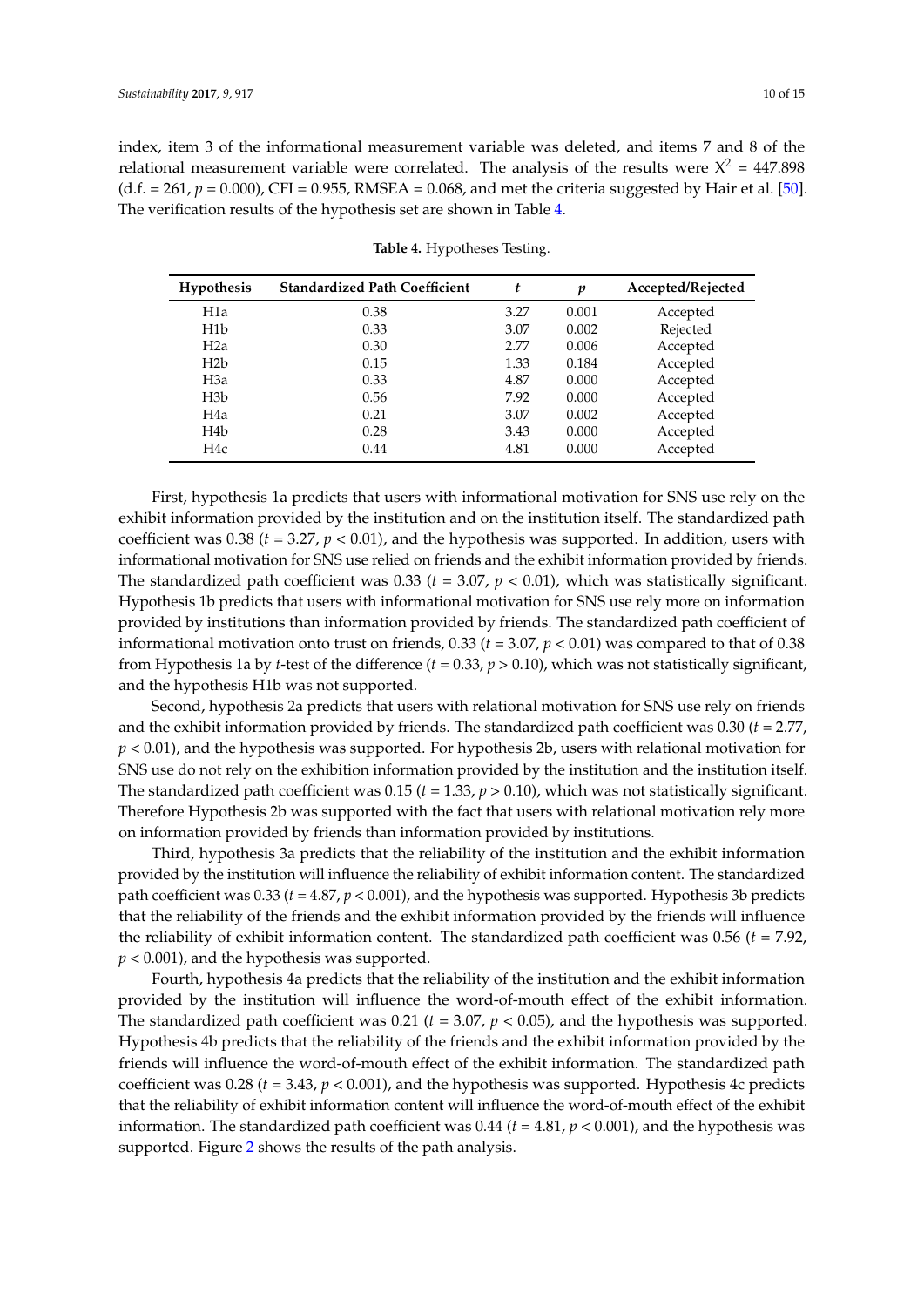index, item 3 of the informational measurement variable was deleted, and items 7 and 8 of the relational measurement variable were correlated. The analysis of the results were $X^2 = 447.898$ (d.f. = 261, $p = 0.000$), CFI = 0.955, RMSEA = 0.068, and met the criteria suggested by Hair et al. [50]. The verification results of the hypothesis set are shown in Table 4.

**Table 4.** Hypotheses Testing.

| Hypothesis | Standardized Path Coefficient | *t* | *p* | Accepted/Rejected |
|---|---|---|---|---|
| H1a | 0.38 | 3.27 | 0.001 | Accepted |
| H1b | 0.33 | 3.07 | 0.002 | Rejected |
| H2a | 0.30 | 2.77 | 0.006 | Accepted |
| H2b | 0.15 | 1.33 | 0.184 | Accepted |
| H3a | 0.33 | 4.87 | 0.000 | Accepted |
| H3b | 0.56 | 7.92 | 0.000 | Accepted |
| H4a | 0.21 | 3.07 | 0.002 | Accepted |
| H4b | 0.28 | 3.43 | 0.000 | Accepted |
| H4c | 0.44 | 4.81 | 0.000 | Accepted |

First, hypothesis 1a predicts that users with informational motivation for SNS use rely on the exhibit information provided by the institution and on the institution itself. The standardized path coefficient was 0.38 ($t = 3.27$, $p < 0.01$), and the hypothesis was supported. In addition, users with informational motivation for SNS use relied on friends and the exhibit information provided by friends. The standardized path coefficient was 0.33 ($t = 3.07$, $p < 0.01$), which was statistically significant. Hypothesis 1b predicts that users with informational motivation for SNS use rely more on information provided by institutions than information provided by friends. The standardized path coefficient of informational motivation onto trust on friends, 0.33 ($t = 3.07$, $p < 0.01$) was compared to that of 0.38 from Hypothesis 1a by *t*-test of the difference ($t = 0.33$, $p > 0.10$), which was not statistically significant, and the hypothesis H1b was not supported.

Second, hypothesis 2a predicts that users with relational motivation for SNS use rely on friends and the exhibit information provided by friends. The standardized path coefficient was 0.30 ($t = 2.77$, $p < 0.01$), and the hypothesis was supported. For hypothesis 2b, users with relational motivation for SNS use do not rely on the exhibition information provided by the institution and the institution itself. The standardized path coefficient was 0.15 ($t = 1.33$, $p > 0.10$), which was not statistically significant. Therefore Hypothesis 2b was supported with the fact that users with relational motivation rely more on information provided by friends than information provided by institutions.

Third, hypothesis 3a predicts that the reliability of the institution and the exhibit information provided by the institution will influence the reliability of exhibit information content. The standardized path coefficient was 0.33 ($t = 4.87$, $p < 0.001$), and the hypothesis was supported. Hypothesis 3b predicts that the reliability of the friends and the exhibit information provided by the friends will influence the reliability of exhibit information content. The standardized path coefficient was 0.56 ($t = 7.92$, $p < 0.001$), and the hypothesis was supported.

Fourth, hypothesis 4a predicts that the reliability of the institution and the exhibit information provided by the institution will influence the word-of-mouth effect of the exhibit information. The standardized path coefficient was 0.21 ($t = 3.07$, $p < 0.05$), and the hypothesis was supported. Hypothesis 4b predicts that the reliability of the friends and the exhibit information provided by the friends will influence the word-of-mouth effect of the exhibit information. The standardized path coefficient was 0.28 ($t = 3.43$, $p < 0.001$), and the hypothesis was supported. Hypothesis 4c predicts that the reliability of exhibit information content will influence the word-of-mouth effect of the exhibit information. The standardized path coefficient was 0.44 ($t = 4.81$, $p < 0.001$), and the hypothesis was supported. Figure 2 shows the results of the path analysis.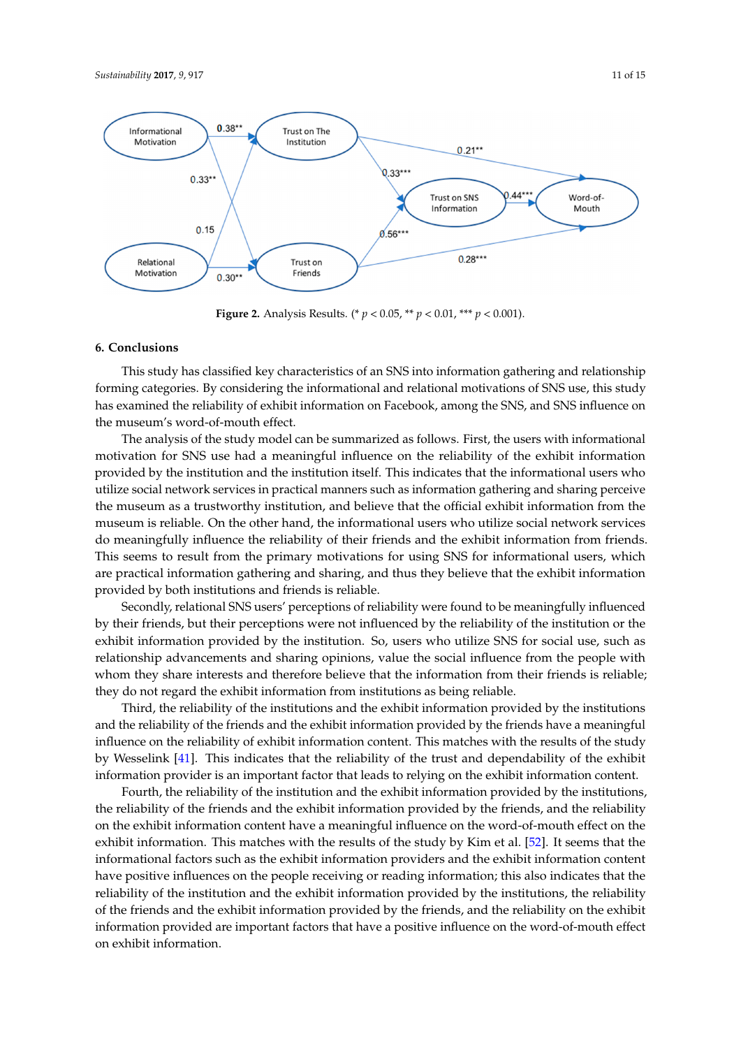Figure 2. Analysis Results. (* $p < 0.05$, ** $p < 0.01$, *** $p < 0.001$).

## 6. Conclusions

This study has classified key characteristics of an SNS into information gathering and relationship forming categories. By considering the informational and relational motivations of SNS use, this study has examined the reliability of exhibit information on Facebook, among the SNS, and SNS influence on the museum's word-of-mouth effect.

The analysis of the study model can be summarized as follows. First, the users with informational motivation for SNS use had a meaningful influence on the reliability of the exhibit information provided by the institution and the institution itself. This indicates that the informational users who utilize social network services in practical manners such as information gathering and sharing perceive the museum as a trustworthy institution, and believe that the official exhibit information from the museum is reliable. On the other hand, the informational users who utilize social network services do meaningfully influence the reliability of their friends and the exhibit information from friends. This seems to result from the primary motivations for using SNS for informational users, which are practical information gathering and sharing, and thus they believe that the exhibit information provided by both institutions and friends is reliable.

Secondly, relational SNS users' perceptions of reliability were found to be meaningfully influenced by their friends, but their perceptions were not influenced by the reliability of the institution or the exhibit information provided by the institution. So, users who utilize SNS for social use, such as relationship advancements and sharing opinions, value the social influence from the people with whom they share interests and therefore believe that the information from their friends is reliable; they do not regard the exhibit information from institutions as being reliable.

Third, the reliability of the institutions and the exhibit information provided by the institutions and the reliability of the friends and the exhibit information provided by the friends have a meaningful influence on the reliability of exhibit information content. This matches with the results of the study by Wesselink [41]. This indicates that the reliability of the trust and dependability of the exhibit information provider is an important factor that leads to relying on the exhibit information content.

Fourth, the reliability of the institution and the exhibit information provided by the institutions, the reliability of the friends and the exhibit information provided by the friends, and the reliability on the exhibit information content have a meaningful influence on the word-of-mouth effect on the exhibit information. This matches with the results of the study by Kim et al. [52]. It seems that the informational factors such as the exhibit information providers and the exhibit information content have positive influences on the people receiving or reading information; this also indicates that the reliability of the institution and the exhibit information provided by the institutions, the reliability of the friends and the exhibit information provided by the friends, and the reliability on the exhibit information provided are important factors that have a positive influence on the word-of-mouth effect on exhibit information.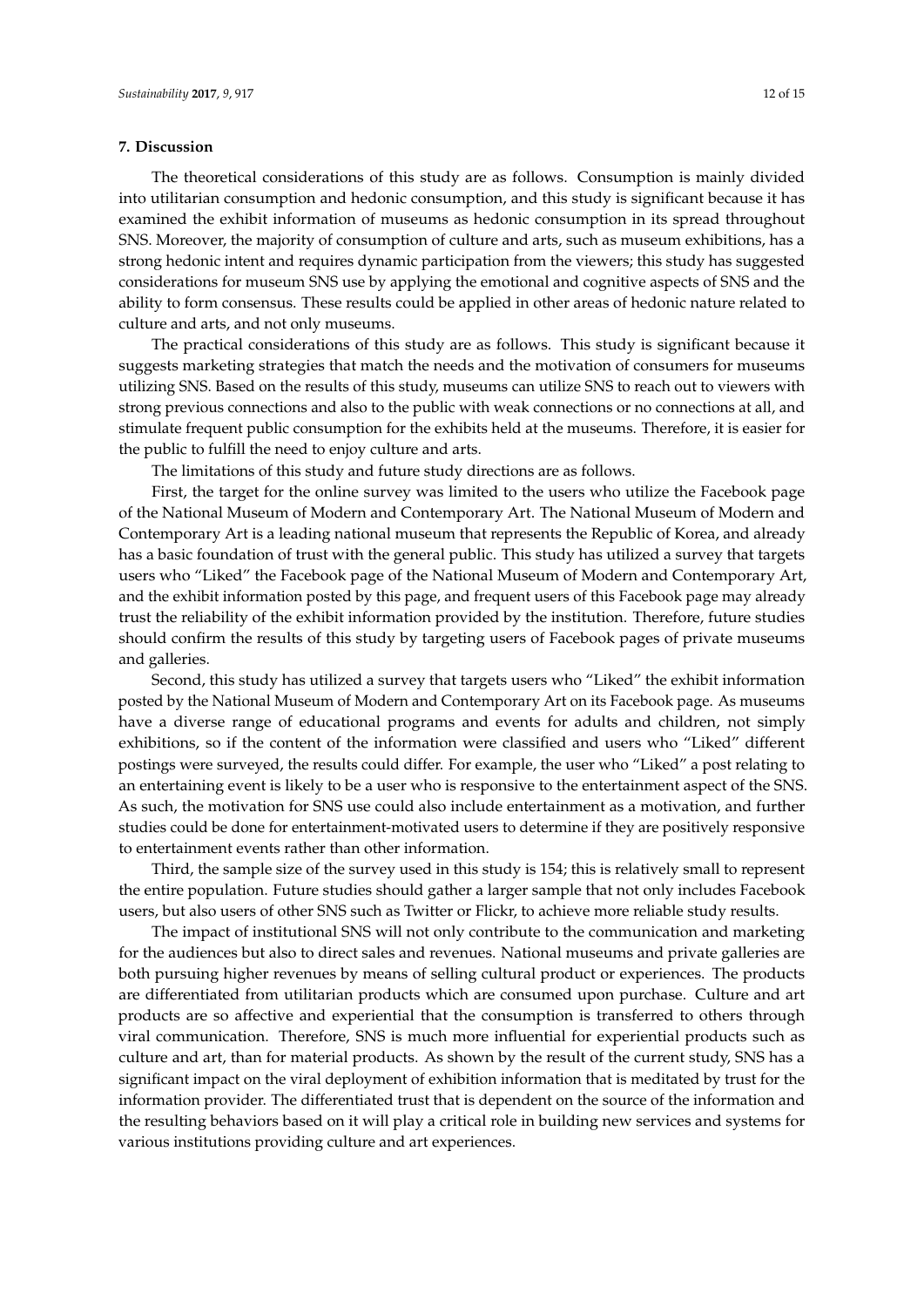## 7. Discussion

The theoretical considerations of this study are as follows. Consumption is mainly divided into utilitarian consumption and hedonic consumption, and this study is significant because it has examined the exhibit information of museums as hedonic consumption in its spread throughout SNS. Moreover, the majority of consumption of culture and arts, such as museum exhibitions, has a strong hedonic intent and requires dynamic participation from the viewers; this study has suggested considerations for museum SNS use by applying the emotional and cognitive aspects of SNS and the ability to form consensus. These results could be applied in other areas of hedonic nature related to culture and arts, and not only museums.

The practical considerations of this study are as follows. This study is significant because it suggests marketing strategies that match the needs and the motivation of consumers for museums utilizing SNS. Based on the results of this study, museums can utilize SNS to reach out to viewers with strong previous connections and also to the public with weak connections or no connections at all, and stimulate frequent public consumption for the exhibits held at the museums. Therefore, it is easier for the public to fulfill the need to enjoy culture and arts.

The limitations of this study and future study directions are as follows.

First, the target for the online survey was limited to the users who utilize the Facebook page of the National Museum of Modern and Contemporary Art. The National Museum of Modern and Contemporary Art is a leading national museum that represents the Republic of Korea, and already has a basic foundation of trust with the general public. This study has utilized a survey that targets users who "Liked" the Facebook page of the National Museum of Modern and Contemporary Art, and the exhibit information posted by this page, and frequent users of this Facebook page may already trust the reliability of the exhibit information provided by the institution. Therefore, future studies should confirm the results of this study by targeting users of Facebook pages of private museums and galleries.

Second, this study has utilized a survey that targets users who "Liked" the exhibit information posted by the National Museum of Modern and Contemporary Art on its Facebook page. As museums have a diverse range of educational programs and events for adults and children, not simply exhibitions, so if the content of the information were classified and users who "Liked" different postings were surveyed, the results could differ. For example, the user who "Liked" a post relating to an entertaining event is likely to be a user who is responsive to the entertainment aspect of the SNS. As such, the motivation for SNS use could also include entertainment as a motivation, and further studies could be done for entertainment-motivated users to determine if they are positively responsive to entertainment events rather than other information.

Third, the sample size of the survey used in this study is 154; this is relatively small to represent the entire population. Future studies should gather a larger sample that not only includes Facebook users, but also users of other SNS such as Twitter or Flickr, to achieve more reliable study results.

The impact of institutional SNS will not only contribute to the communication and marketing for the audiences but also to direct sales and revenues. National museums and private galleries are both pursuing higher revenues by means of selling cultural product or experiences. The products are differentiated from utilitarian products which are consumed upon purchase. Culture and art products are so affective and experiential that the consumption is transferred to others through viral communication. Therefore, SNS is much more influential for experiential products such as culture and art, than for material products. As shown by the result of the current study, SNS has a significant impact on the viral deployment of exhibition information that is meditated by trust for the information provider. The differentiated trust that is dependent on the source of the information and the resulting behaviors based on it will play a critical role in building new services and systems for various institutions providing culture and art experiences.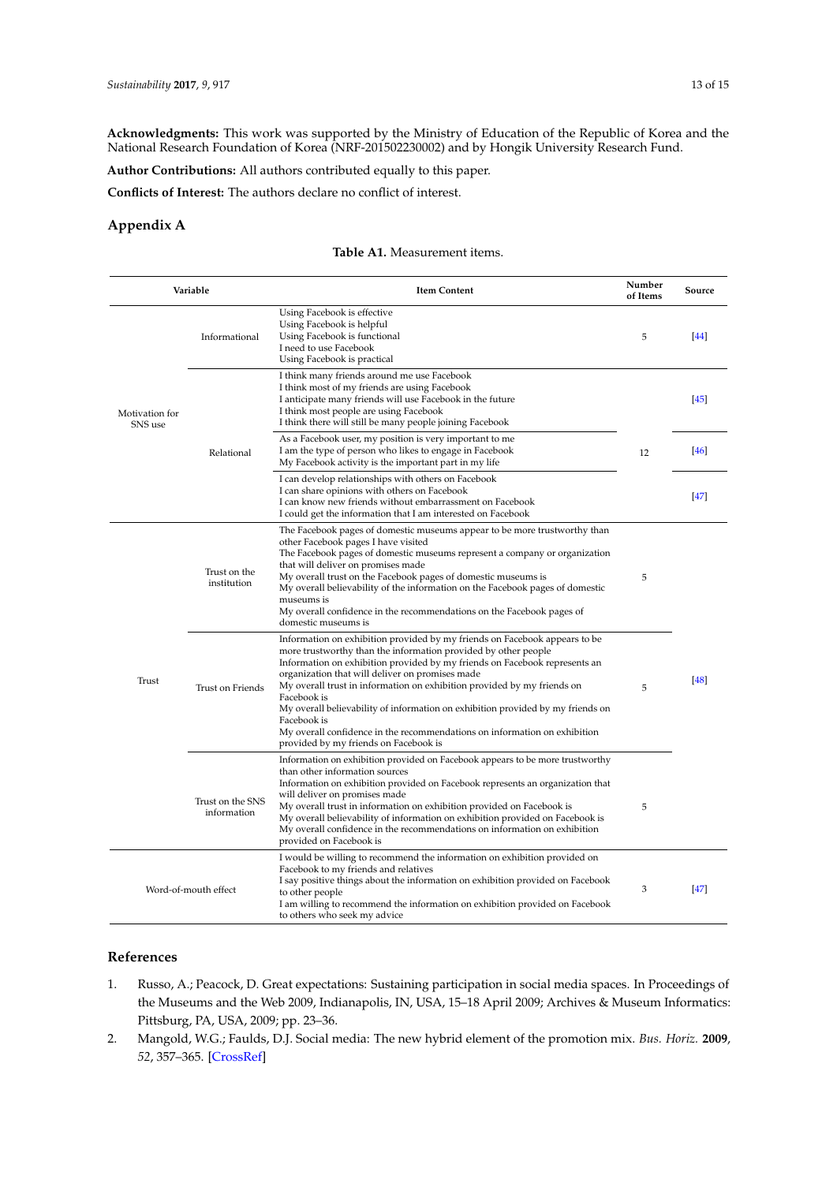**Acknowledgments:** This work was supported by the Ministry of Education of the Republic of Korea and the National Research Foundation of Korea (NRF-201502230002) and by Hongik University Research Fund.

**Author Contributions:** All authors contributed equally to this paper.

**Conflicts of Interest:** The authors declare no conflict of interest.

## Appendix A

**Table A1.** Measurement items.

| Variable | | Item Content | Number of Items | Source |
|---|---|---|---|---|
| Motivation for SNS use | Informational | Using Facebook is effective<br>Using Facebook is helpful<br>Using Facebook is functional<br>I need to use Facebook<br>Using Facebook is practical | 5 | [44] |
| | Relational | I think many friends around me use Facebook<br>I think most of my friends are using Facebook<br>I anticipate many friends will use Facebook in the future<br>I think most people are using Facebook<br>I think there will still be many people joining Facebook | 12 | [45] |
| | | As a Facebook user, my position is very important to me<br>I am the type of person who likes to engage in Facebook<br>My Facebook activity is the important part in my life | | [46] |
| | | I can develop relationships with others on Facebook<br>I can share opinions with others on Facebook<br>I can know new friends without embarrassment on Facebook<br>I could get the information that I am interested on Facebook | | [47] |
| Trust | Trust on the institution | The Facebook pages of domestic museums appear to be more trustworthy than other Facebook pages I have visited<br>The Facebook pages of domestic museums represent a company or organization that will deliver on promises made<br>My overall trust on the Facebook pages of domestic museums is<br>My overall believability of the information on the Facebook pages of domestic museums is<br>My overall confidence in the recommendations on the Facebook pages of domestic museums is | 5 | [48] |
| | Trust on Friends | Information on exhibition provided by my friends on Facebook appears to be more trustworthy than the information provided by other people<br>Information on exhibition provided by my friends on Facebook represents an organization that will deliver on promises made<br>My overall trust in information on exhibition provided by my friends on Facebook is<br>My overall believability of information on exhibition provided by my friends on Facebook is<br>My overall confidence in the recommendations on information on exhibition provided by my friends on Facebook is | 5 | |
| | Trust on the SNS information | Information on exhibition provided on Facebook appears to be more trustworthy than other information sources<br>Information on exhibition provided on Facebook represents an organization that will deliver on promises made<br>My overall trust in information on exhibition provided on Facebook is<br>My overall believability of information on exhibition provided on Facebook is<br>My overall confidence in the recommendations on information on exhibition provided on Facebook is | 5 | |
| Word-of-mouth effect | | I would be willing to recommend the information on exhibition provided on Facebook to my friends and relatives<br>I say positive things about the information on exhibition provided on Facebook to other people<br>I am willing to recommend the information on exhibition provided on Facebook to others who seek my advice | 3 | [47] |

## References

1. Russo, A.; Peacock, D. Great expectations: Sustaining participation in social media spaces. In Proceedings of the Museums and the Web 2009, Indianapolis, IN, USA, 15–18 April 2009; Archives & Museum Informatics: Pittsburg, PA, USA, 2009; pp. 23–36.
2. Mangold, W.G.; Faulds, D.J. Social media: The new hybrid element of the promotion mix. *Bus. Horiz.* **2009**, *52*, 357–365. [CrossRef]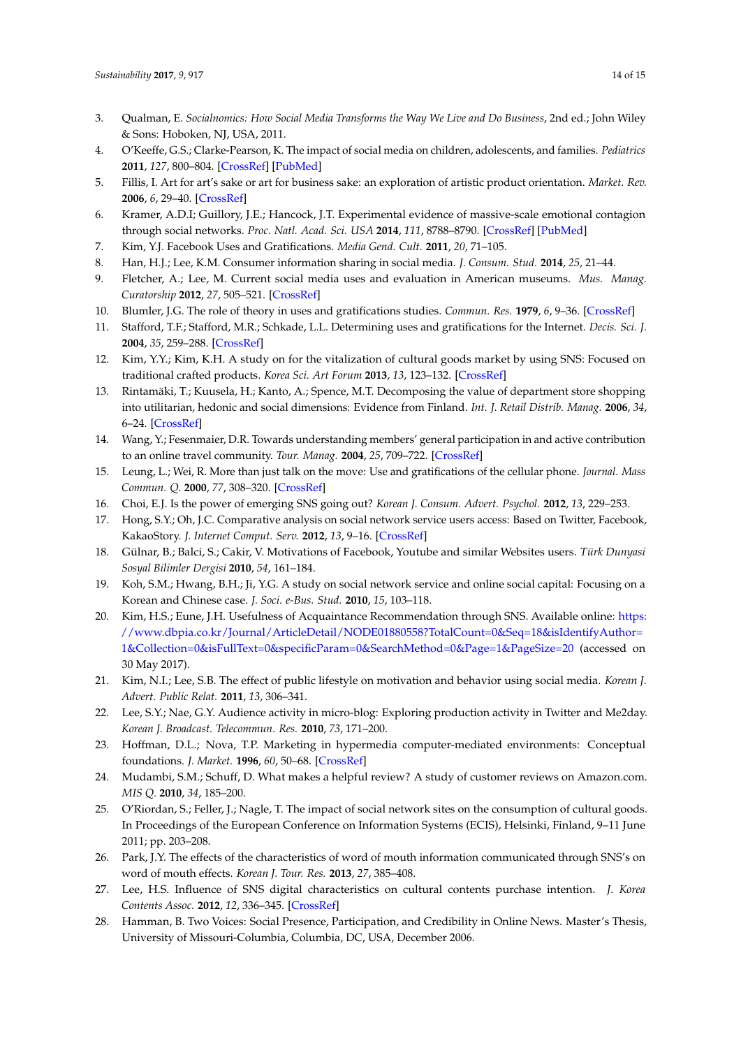3. Qualman, E. *Socialnomics: How Social Media Transforms the Way We Live and Do Business*, 2nd ed.; John Wiley & Sons: Hoboken, NJ, USA, 2011.
4. O'Keeffe, G.S.; Clarke-Pearson, K. The impact of social media on children, adolescents, and families. *Pediatrics* **2011**, *127*, 800–804. [CrossRef] [PubMed]
5. Fillis, I. Art for art's sake or art for business sake: an exploration of artistic product orientation. *Market. Rev.* **2006**, *6*, 29–40. [CrossRef]
6. Kramer, A.D.I; Guillory, J.E.; Hancock, J.T. Experimental evidence of massive-scale emotional contagion through social networks. *Proc. Natl. Acad. Sci. USA* **2014**, *111*, 8788–8790. [CrossRef] [PubMed]
7. Kim, Y.J. Facebook Uses and Gratifications. *Media Gend. Cult.* **2011**, *20*, 71–105.
8. Han, H.J.; Lee, K.M. Consumer information sharing in social media. *J. Consum. Stud.* **2014**, *25*, 21–44.
9. Fletcher, A.; Lee, M. Current social media uses and evaluation in American museums. *Mus. Manag. Curatorship* **2012**, *27*, 505–521. [CrossRef]
10. Blumler, J.G. The role of theory in uses and gratifications studies. *Commun. Res.* **1979**, *6*, 9–36. [CrossRef]
11. Stafford, T.F.; Stafford, M.R.; Schkade, L.L. Determining uses and gratifications for the Internet. *Decis. Sci. J.* **2004**, *35*, 259–288. [CrossRef]
12. Kim, Y.Y.; Kim, K.H. A study on for the vitalization of cultural goods market by using SNS: Focused on traditional crafted products. *Korea Sci. Art Forum* **2013**, *13*, 123–132. [CrossRef]
13. Rintamäki, T.; Kuusela, H.; Kanto, A.; Spence, M.T. Decomposing the value of department store shopping into utilitarian, hedonic and social dimensions: Evidence from Finland. *Int. J. Retail Distrib. Manag.* **2006**, *34*, 6–24. [CrossRef]
14. Wang, Y.; Fesenmaier, D.R. Towards understanding members' general participation in and active contribution to an online travel community. *Tour. Manag.* **2004**, *25*, 709–722. [CrossRef]
15. Leung, L.; Wei, R. More than just talk on the move: Use and gratifications of the cellular phone. *Journal. Mass Commun. Q.* **2000**, *77*, 308–320. [CrossRef]
16. Choi, E.J. Is the power of emerging SNS going out? *Korean J. Consum. Advert. Psychol.* **2012**, *13*, 229–253.
17. Hong, S.Y.; Oh, J.C. Comparative analysis on social network service users access: Based on Twitter, Facebook, KakaoStory. *J. Internet Comput. Serv.* **2012**, *13*, 9–16. [CrossRef]
18. Gülnar, B.; Balci, S.; Cakir, V. Motivations of Facebook, Youtube and similar Websites users. *Türk Dunyasi Sosyal Bilimler Dergisi* **2010**, *54*, 161–184.
19. Koh, S.M.; Hwang, B.H.; Ji, Y.G. A study on social network service and online social capital: Focusing on a Korean and Chinese case. *J. Soci. e-Bus. Stud.* **2010**, *15*, 103–118.
20. Kim, H.S.; Eune, J.H. Usefulness of Acquaintance Recommendation through SNS. Available online: https://www.dbpia.co.kr/Journal/ArticleDetail/NODE01880558?TotalCount=0&Seq=18&isIdentifyAuthor=1&Collection=0&isFullText=0&specificParam=0&SearchMethod=0&Page=1&PageSize=20 (accessed on 30 May 2017).
21. Kim, N.I.; Lee, S.B. The effect of public lifestyle on motivation and behavior using social media. *Korean J. Advert. Public Relat.* **2011**, *13*, 306–341.
22. Lee, S.Y.; Nae, G.Y. Audience activity in micro-blog: Exploring production activity in Twitter and Me2day. *Korean J. Broadcast. Telecommun. Res.* **2010**, *73*, 171–200.
23. Hoffman, D.L.; Nova, T.P. Marketing in hypermedia computer-mediated environments: Conceptual foundations. *J. Market.* **1996**, *60*, 50–68. [CrossRef]
24. Mudambi, S.M.; Schuff, D. What makes a helpful review? A study of customer reviews on Amazon.com. *MIS Q.* **2010**, *34*, 185–200.
25. O'Riordan, S.; Feller, J.; Nagle, T. The impact of social network sites on the consumption of cultural goods. In Proceedings of the European Conference on Information Systems (ECIS), Helsinki, Finland, 9–11 June 2011; pp. 203–208.
26. Park, J.Y. The effects of the characteristics of word of mouth information communicated through SNS's on word of mouth effects. *Korean J. Tour. Res.* **2013**, *27*, 385–408.
27. Lee, H.S. Influence of SNS digital characteristics on cultural contents purchase intention. *J. Korea Contents Assoc.* **2012**, *12*, 336–345. [CrossRef]
28. Hamman, B. Two Voices: Social Presence, Participation, and Credibility in Online News. Master's Thesis, University of Missouri-Columbia, Columbia, DC, USA, December 2006.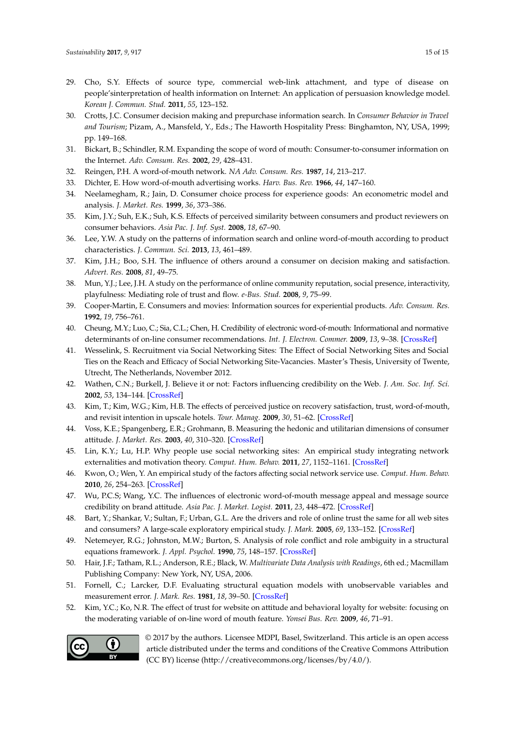29. Cho, S.Y. Effects of source type, commercial web-link attachment, and type of disease on people'sinterpretation of health information on Internet: An application of persuasion knowledge model. *Korean J. Commun. Stud.* **2011**, *55*, 123–152.
30. Crotts, J.C. Consumer decision making and prepurchase information search. In *Consumer Behavior in Travel and Tourism*; Pizam, A., Mansfeld, Y., Eds.; The Haworth Hospitality Press: Binghamton, NY, USA, 1999; pp. 149–168.
31. Bickart, B.; Schindler, R.M. Expanding the scope of word of mouth: Consumer-to-consumer information on the Internet. *Adv. Consum. Res.* **2002**, *29*, 428–431.
32. Reingen, P.H. A word-of-mouth network. *NA Adv. Consum. Res.* **1987**, *14*, 213–217.
33. Dichter, E. How word-of-mouth advertising works. *Harv. Bus. Rev.* **1966**, *44*, 147–160.
34. Neelamegham, R.; Jain, D. Consumer choice process for experience goods: An econometric model and analysis. *J. Market. Res.* **1999**, *36*, 373–386.
35. Kim, J.Y.; Suh, E.K.; Suh, K.S. Effects of perceived similarity between consumers and product reviewers on consumer behaviors. *Asia Pac. J. Inf. Syst.* **2008**, *18*, 67–90.
36. Lee, Y.W. A study on the patterns of information search and online word-of-mouth according to product characteristics. *J. Commun. Sci.* **2013**, *13*, 461–489.
37. Kim, J.H.; Boo, S.H. The influence of others around a consumer on decision making and satisfaction. *Advert. Res.* **2008**, *81*, 49–75.
38. Mun, Y.J.; Lee, J.H. A study on the performance of online community reputation, social presence, interactivity, playfulness: Mediating role of trust and flow. *e-Bus. Stud.* **2008**, *9*, 75–99.
39. Cooper-Martin, E. Consumers and movies: Information sources for experiential products. *Adv. Consum. Res.* **1992**, *19*, 756–761.
40. Cheung, M.Y.; Luo, C.; Sia, C.L.; Chen, H. Credibility of electronic word-of-mouth: Informational and normative determinants of on-line consumer recommendations. *Int. J. Electron. Commer.* **2009**, *13*, 9–38. [CrossRef]
41. Wesselink, S. Recruitment via Social Networking Sites: The Effect of Social Networking Sites and Social Ties on the Reach and Efficacy of Social Networking Site-Vacancies. Master's Thesis, University of Twente, Utrecht, The Netherlands, November 2012.
42. Wathen, C.N.; Burkell, J. Believe it or not: Factors influencing credibility on the Web. *J. Am. Soc. Inf. Sci.* **2002**, *53*, 134–144. [CrossRef]
43. Kim, T.; Kim, W.G.; Kim, H.B. The effects of perceived justice on recovery satisfaction, trust, word-of-mouth, and revisit intention in upscale hotels. *Tour. Manag.* **2009**, *30*, 51–62. [CrossRef]
44. Voss, K.E.; Spangenberg, E.R.; Grohmann, B. Measuring the hedonic and utilitarian dimensions of consumer attitude. *J. Market. Res.* **2003**, *40*, 310–320. [CrossRef]
45. Lin, K.Y.; Lu, H.P. Why people use social networking sites: An empirical study integrating network externalities and motivation theory. *Comput. Hum. Behav.* **2011**, *27*, 1152–1161. [CrossRef]
46. Kwon, O.; Wen, Y. An empirical study of the factors affecting social network service use. *Comput. Hum. Behav.* **2010**, *26*, 254–263. [CrossRef]
47. Wu, P.C.S; Wang, Y.C. The influences of electronic word-of-mouth message appeal and message source credibility on brand attitude. *Asia Pac. J. Market. Logist.* **2011**, *23*, 448–472. [CrossRef]
48. Bart, Y.; Shankar, V.; Sultan, F.; Urban, G.L. Are the drivers and role of online trust the same for all web sites and consumers? A large-scale exploratory empirical study. *J. Mark.* **2005**, *69*, 133–152. [CrossRef]
49. Netemeyer, R.G.; Johnston, M.W.; Burton, S. Analysis of role conflict and role ambiguity in a structural equations framework. *J. Appl. Psychol.* **1990**, *75*, 148–157. [CrossRef]
50. Hair, J.F.; Tatham, R.L.; Anderson, R.E.; Black, W. *Multivariate Data Analysis with Readings*, 6th ed.; Macmillam Publishing Company: New York, NY, USA, 2006.
51. Fornell, C.; Larcker, D.F. Evaluating structural equation models with unobservable variables and measurement error. *J. Mark. Res.* **1981**, *18*, 39–50. [CrossRef]
52. Kim, Y.C.; Ko, N.R. The effect of trust for website on attitude and behavioral loyalty for website: focusing on the moderating variable of on-line word of mouth feature. *Yonsei Bus. Rev.* **2009**, *46*, 71–91.

© 2017 by the authors. Licensee MDPI, Basel, Switzerland. This article is an open access article distributed under the terms and conditions of the Creative Commons Attribution (CC BY) license (http://creativecommons.org/licenses/by/4.0/).